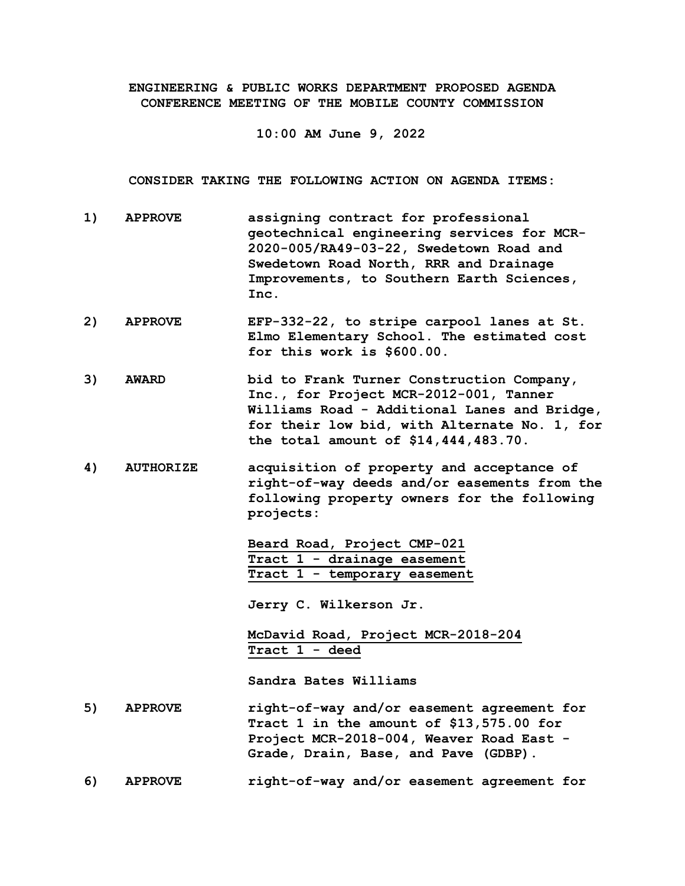**ENGINEERING & PUBLIC WORKS DEPARTMENT PROPOSED AGENDA**
**CONFERENCE MEETING OF THE MOBILE COUNTY COMMISSION**

**10:00 AM June 9, 2022**

**CONSIDER TAKING THE FOLLOWING ACTION ON AGENDA ITEMS:**

**1) APPROVE** assigning contract for professional geotechnical engineering services for MCR-2020-005/RA49-03-22, Swedetown Road and Swedetown Road North, RRR and Drainage Improvements, to Southern Earth Sciences, Inc.

**2) APPROVE** EFP-332-22, to stripe carpool lanes at St. Elmo Elementary School. The estimated cost for this work is $600.00.

**3) AWARD** bid to Frank Turner Construction Company, Inc., for Project MCR-2012-001, Tanner Williams Road - Additional Lanes and Bridge, for their low bid, with Alternate No. 1, for the total amount of $14,444,483.70.

**4) AUTHORIZE** acquisition of property and acceptance of right-of-way deeds and/or easements from the following property owners for the following projects:

<u>Beard Road, Project CMP-021</u>
<u>Tract 1 - drainage easement</u>
<u>Tract 1 - temporary easement</u>

Jerry C. Wilkerson Jr.

<u>McDavid Road, Project MCR-2018-204</u>
<u>Tract 1 - deed</u>

Sandra Bates Williams

**5) APPROVE** right-of-way and/or easement agreement for Tract 1 in the amount of $13,575.00 for Project MCR-2018-004, Weaver Road East - Grade, Drain, Base, and Pave (GDBP).

**6) APPROVE** right-of-way and/or easement agreement for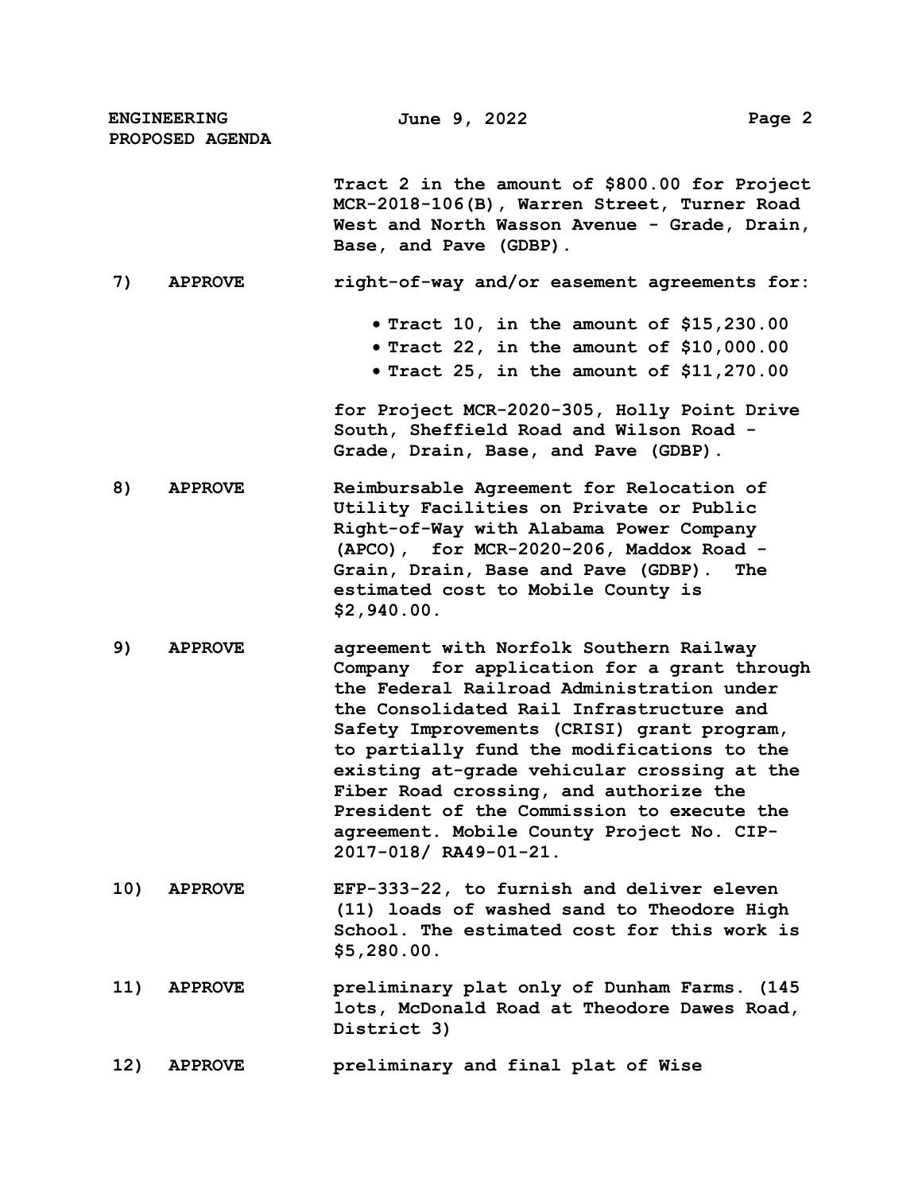Tract 2 in the amount of $800.00 for Project MCR-2018-106(B), Warren Street, Turner Road West and North Wasson Avenue - Grade, Drain, Base, and Pave (GDBP).

**7) APPROVE** right-of-way and/or easement agreements for:

- Tract 10, in the amount of $15,230.00
- Tract 22, in the amount of $10,000.00
- Tract 25, in the amount of $11,270.00

for Project MCR-2020-305, Holly Point Drive South, Sheffield Road and Wilson Road - Grade, Drain, Base, and Pave (GDBP).

**8) APPROVE** Reimbursable Agreement for Relocation of Utility Facilities on Private or Public Right-of-Way with Alabama Power Company (APCO), for MCR-2020-206, Maddox Road - Grain, Drain, Base and Pave (GDBP). The estimated cost to Mobile County is $2,940.00.

**9) APPROVE** agreement with Norfolk Southern Railway Company for application for a grant through the Federal Railroad Administration under the Consolidated Rail Infrastructure and Safety Improvements (CRISI) grant program, to partially fund the modifications to the existing at-grade vehicular crossing at the Fiber Road crossing, and authorize the President of the Commission to execute the agreement. Mobile County Project No. CIP-2017-018/ RA49-01-21.

**10) APPROVE** EFP-333-22, to furnish and deliver eleven (11) loads of washed sand to Theodore High School. The estimated cost for this work is $5,280.00.

**11) APPROVE** preliminary plat only of Dunham Farms. (145 lots, McDonald Road at Theodore Dawes Road, District 3)

**12) APPROVE** preliminary and final plat of Wise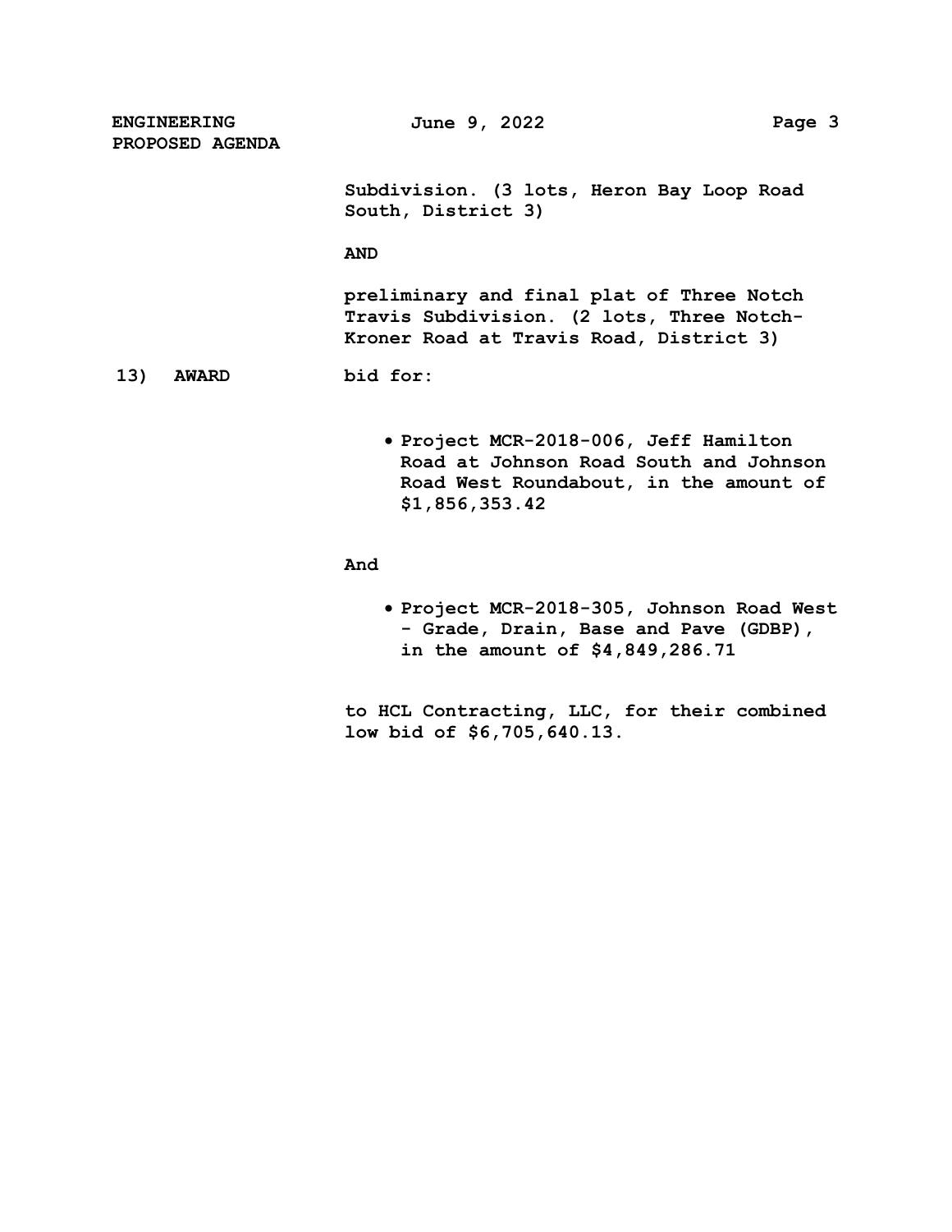Subdivision. (3 lots, Heron Bay Loop Road South, District 3)

**AND**

preliminary and final plat of Three Notch Travis Subdivision. (2 lots, Three Notch-Kroner Road at Travis Road, District 3)

**13) AWARD** bid for:

- Project MCR-2018-006, Jeff Hamilton Road at Johnson Road South and Johnson Road West Roundabout, in the amount of $1,856,353.42

And

- Project MCR-2018-305, Johnson Road West - Grade, Drain, Base and Pave (GDBP), in the amount of $4,849,286.71

to HCL Contracting, LLC, for their combined low bid of $6,705,640.13.